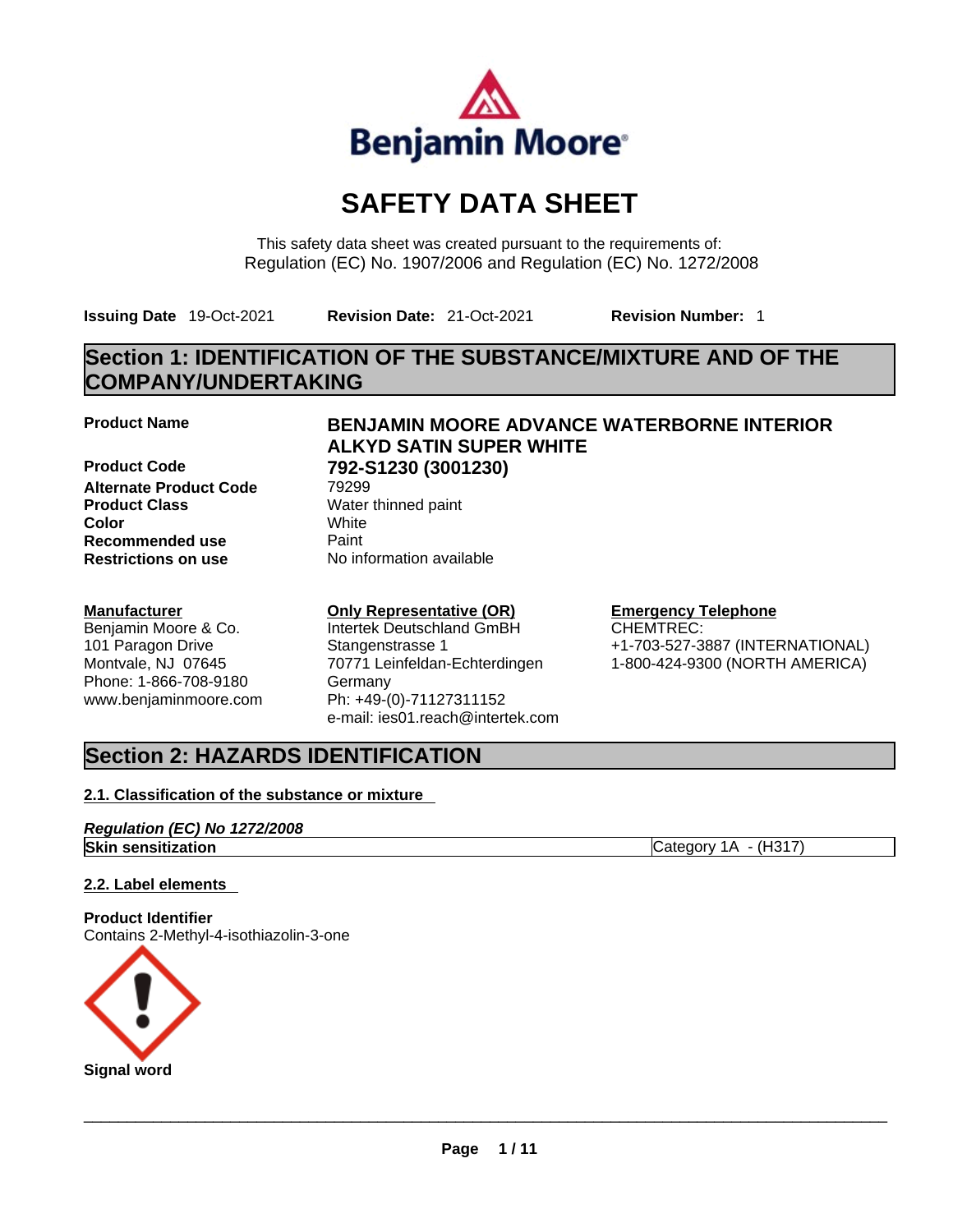# SAFETY DATA SHEET

This safety data sheet was created pursuant to the requirements of:
Regulation (EC) No. 1907/2006 and Regulation (EC) No. 1272/2008

**Issuing Date** 19-Oct-2021 **Revision Date:** 21-Oct-2021 **Revision Number:** 1

## Section 1: IDENTIFICATION OF THE SUBSTANCE/MIXTURE AND OF THE COMPANY/UNDERTAKING

**Product Name** **BENJAMIN MOORE ADVANCE WATERBORNE INTERIOR ALKYD SATIN SUPER WHITE**

**Product Code** **792-S1230 (3001230)**
**Alternate Product Code** 79299
**Product Class** Water thinned paint
**Color** White
**Recommended use** Paint
**Restrictions on use** No information available

**Manufacturer**
Benjamin Moore & Co.
101 Paragon Drive
Montvale, NJ 07645
Phone: 1-866-708-9180
www.benjaminmoore.com

**Only Representative (OR)**
Intertek Deutschland GmBH
Stangenstrasse 1
70771 Leinfeldan-Echterdingen
Germany
Ph: +49-(0)-71127311152
e-mail: ies01.reach@intertek.com

**Emergency Telephone**
CHEMTREC:
+1-703-527-3887 (INTERNATIONAL)
1-800-424-9300 (NORTH AMERICA)

## Section 2: HAZARDS IDENTIFICATION

### 2.1. Classification of the substance or mixture

***Regulation (EC) No 1272/2008***

| | |
|---|---|
| **Skin sensitization** | Category 1A - (H317) |

### 2.2. Label elements

**Product Identifier**
Contains 2-Methyl-4-isothiazolin-3-one

**Signal word**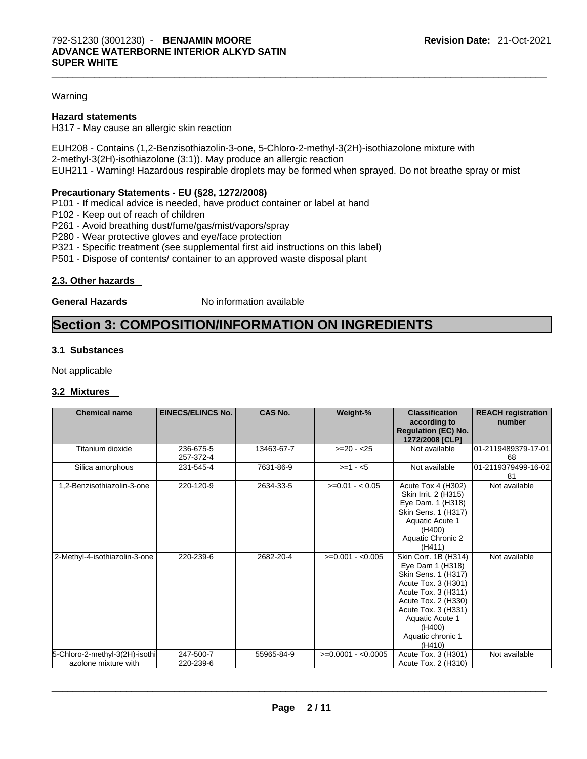Warning

**Hazard statements**

H317 - May cause an allergic skin reaction

EUH208 - Contains (1,2-Benzisothiazolin-3-one, 5-Chloro-2-methyl-3(2H)-isothiazolone mixture with 2-methyl-3(2H)-isothiazolone (3:1)). May produce an allergic reaction

EUH211 - Warning! Hazardous respirable droplets may be formed when sprayed. Do not breathe spray or mist

**Precautionary Statements - EU (§28, 1272/2008)**

P101 - If medical advice is needed, have product container or label at hand

P102 - Keep out of reach of children

P261 - Avoid breathing dust/fume/gas/mist/vapors/spray

P280 - Wear protective gloves and eye/face protection

P321 - Specific treatment (see supplemental first aid instructions on this label)

P501 - Dispose of contents/ container to an approved waste disposal plant

### 2.3. Other hazards

**General Hazards** No information available

# Section 3: COMPOSITION/INFORMATION ON INGREDIENTS

### 3.1 Substances

Not applicable

### 3.2 Mixtures

| Chemical name | EINECS/ELINCS No. | CAS No. | Weight-% | Classification according to Regulation (EC) No. 1272/2008 [CLP] | REACH registration number |
|---|---|---|---|---|---|
| Titanium dioxide | 236-675-5<br>257-372-4 | 13463-67-7 | >=20 - <25 | Not available | 01-2119489379-17-0168 |
| Silica amorphous | 231-545-4 | 7631-86-9 | >=1 - <5 | Not available | 01-2119379499-16-0281 |
| 1,2-Benzisothiazolin-3-one | 220-120-9 | 2634-33-5 | >=0.01 - < 0.05 | Acute Tox 4 (H302)<br>Skin Irrit. 2 (H315)<br>Eye Dam. 1 (H318)<br>Skin Sens. 1 (H317)<br>Aquatic Acute 1 (H400)<br>Aquatic Chronic 2 (H411) | Not available |
| 2-Methyl-4-isothiazolin-3-one | 220-239-6 | 2682-20-4 | >=0.001 - <0.005 | Skin Corr. 1B (H314)<br>Eye Dam 1 (H318)<br>Skin Sens. 1 (H317)<br>Acute Tox. 3 (H301)<br>Acute Tox. 3 (H311)<br>Acute Tox. 2 (H330)<br>Acute Tox. 3 (H331)<br>Aquatic Acute 1 (H400)<br>Aquatic chronic 1 (H410) | Not available |
| 5-Chloro-2-methyl-3(2H)-isothiazolone mixture with | 247-500-7<br>220-239-6 | 55965-84-9 | >=0.0001 - <0.0005 | Acute Tox. 3 (H301)<br>Acute Tox. 2 (H310) | Not available |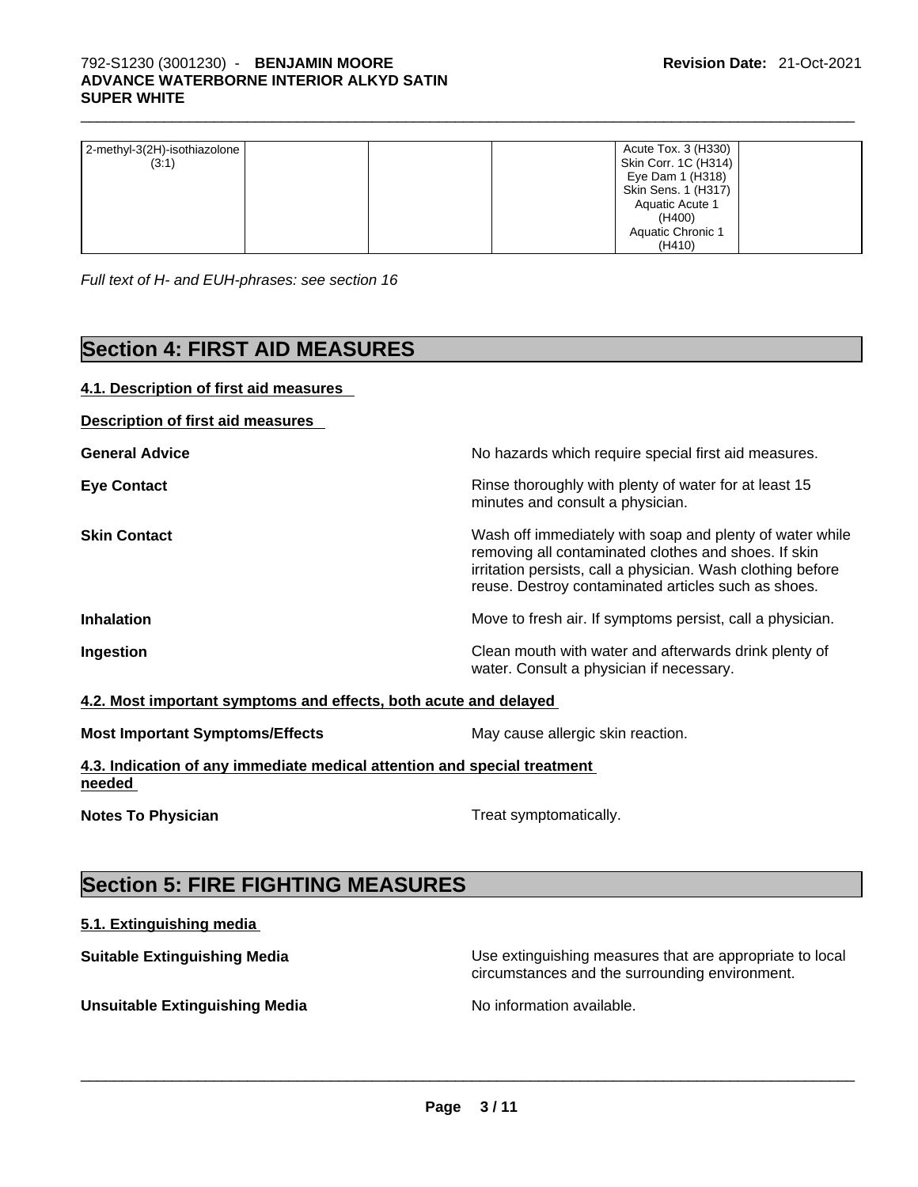| | | | | | |
|---|---|---|---|---|---|
| 2-methyl-3(2H)-isothiazolone (3:1) | | | | Acute Tox. 3 (H330) Skin Corr. 1C (H314) Eye Dam 1 (H318) Skin Sens. 1 (H317) Aquatic Acute 1 (H400) Aquatic Chronic 1 (H410) | |

*Full text of H- and EUH-phrases: see section 16*

## Section 4: FIRST AID MEASURES

### 4.1. Description of first aid measures

**Description of first aid measures**

**General Advice** No hazards which require special first aid measures.

**Eye Contact** Rinse thoroughly with plenty of water for at least 15 minutes and consult a physician.

**Skin Contact** Wash off immediately with soap and plenty of water while removing all contaminated clothes and shoes. If skin irritation persists, call a physician. Wash clothing before reuse. Destroy contaminated articles such as shoes.

**Inhalation** Move to fresh air. If symptoms persist, call a physician.

**Ingestion** Clean mouth with water and afterwards drink plenty of water. Consult a physician if necessary.

### 4.2. Most important symptoms and effects, both acute and delayed

**Most Important Symptoms/Effects** May cause allergic skin reaction.

### 4.3. Indication of any immediate medical attention and special treatment needed

**Notes To Physician** Treat symptomatically.

## Section 5: FIRE FIGHTING MEASURES

### 5.1. Extinguishing media

**Suitable Extinguishing Media** Use extinguishing measures that are appropriate to local circumstances and the surrounding environment.

**Unsuitable Extinguishing Media** No information available.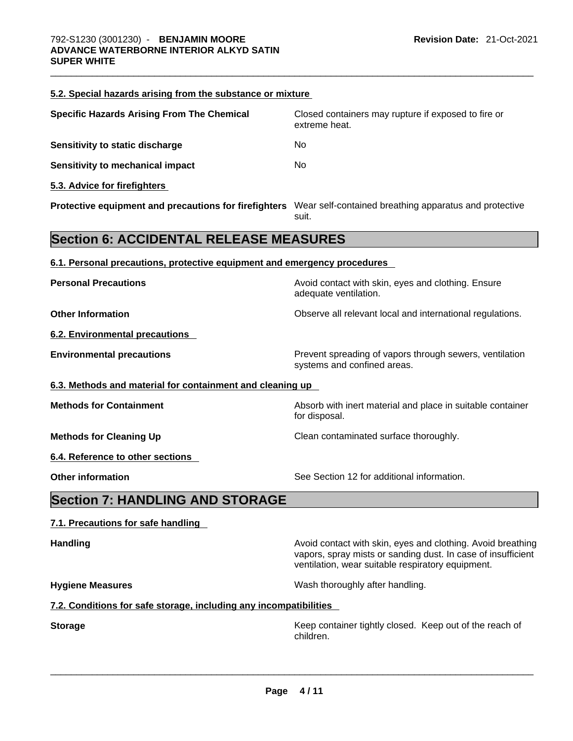#### 5.2. Special hazards arising from the substance or mixture

**Specific Hazards Arising From The Chemical** Closed containers may rupture if exposed to fire or extreme heat.

**Sensitivity to static discharge** No

**Sensitivity to mechanical impact** No

#### 5.3. Advice for firefighters

**Protective equipment and precautions for firefighters** Wear self-contained breathing apparatus and protective suit.

## Section 6: ACCIDENTAL RELEASE MEASURES

#### 6.1. Personal precautions, protective equipment and emergency procedures

**Personal Precautions** Avoid contact with skin, eyes and clothing. Ensure adequate ventilation.

**Other Information** Observe all relevant local and international regulations.

#### 6.2. Environmental precautions

**Environmental precautions** Prevent spreading of vapors through sewers, ventilation systems and confined areas.

#### 6.3. Methods and material for containment and cleaning up

**Methods for Containment** Absorb with inert material and place in suitable container for disposal.

**Methods for Cleaning Up** Clean contaminated surface thoroughly.

#### 6.4. Reference to other sections

**Other information** See Section 12 for additional information.

## Section 7: HANDLING AND STORAGE

#### 7.1. Precautions for safe handling

**Handling** Avoid contact with skin, eyes and clothing. Avoid breathing vapors, spray mists or sanding dust. In case of insufficient ventilation, wear suitable respiratory equipment.

**Hygiene Measures** Wash thoroughly after handling.

#### 7.2. Conditions for safe storage, including any incompatibilities

**Storage** Keep container tightly closed. Keep out of the reach of children.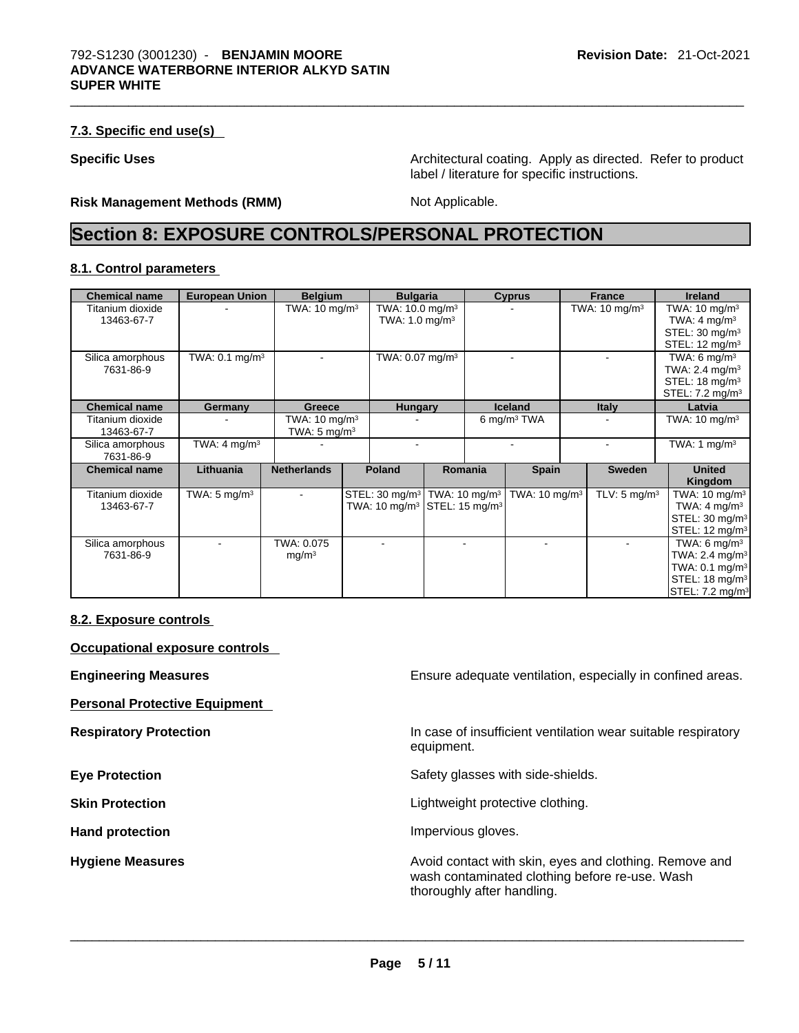### 7.3. Specific end use(s)

**Specific Uses** Architectural coating. Apply as directed. Refer to product label / literature for specific instructions.

**Risk Management Methods (RMM)** Not Applicable.

# Section 8: EXPOSURE CONTROLS/PERSONAL PROTECTION

### 8.1. Control parameters

| Chemical name | European Union | Belgium | Bulgaria | Cyprus | France | Ireland |
|---|---|---|---|---|---|---|
| Titanium dioxide 13463-67-7 | - | TWA: 10 mg/m³ | TWA: 10.0 mg/m³ TWA: 1.0 mg/m³ | - | TWA: 10 mg/m³ | TWA: 10 mg/m³ TWA: 4 mg/m³ STEL: 30 mg/m³ STEL: 12 mg/m³ |
| Silica amorphous 7631-86-9 | TWA: 0.1 mg/m³ | - | TWA: 0.07 mg/m³ | - | - | TWA: 6 mg/m³ TWA: 2.4 mg/m³ STEL: 18 mg/m³ STEL: 7.2 mg/m³ |

| Chemical name | Germany | Greece | Hungary | Iceland | Italy | Latvia |
|---|---|---|---|---|---|---|
| Titanium dioxide 13463-67-7 | - | TWA: 10 mg/m³ TWA: 5 mg/m³ | - | 6 mg/m³ TWA | - | TWA: 10 mg/m³ |
| Silica amorphous 7631-86-9 | TWA: 4 mg/m³ | - | - | - | - | TWA: 1 mg/m³ |

| Chemical name | Lithuania | Netherlands | Poland | Romania | Spain | Sweden | United Kingdom |
|---|---|---|---|---|---|---|---|
| Titanium dioxide 13463-67-7 | TWA: 5 mg/m³ | - | STEL: 30 mg/m³ TWA: 10 mg/m³ | TWA: 10 mg/m³ STEL: 15 mg/m³ | TWA: 10 mg/m³ | TLV: 5 mg/m³ | TWA: 10 mg/m³ TWA: 4 mg/m³ STEL: 30 mg/m³ STEL: 12 mg/m³ |
| Silica amorphous 7631-86-9 | - | TWA: 0.075 mg/m³ | - | - | - | - | TWA: 6 mg/m³ TWA: 2.4 mg/m³ TWA: 0.1 mg/m³ STEL: 18 mg/m³ STEL: 7.2 mg/m³ |

### 8.2. Exposure controls

**Occupational exposure controls**

**Engineering Measures** Ensure adequate ventilation, especially in confined areas.

**Personal Protective Equipment**

**Respiratory Protection** In case of insufficient ventilation wear suitable respiratory equipment.

**Eye Protection** Safety glasses with side-shields.

**Skin Protection** Lightweight protective clothing.

**Hand protection** Impervious gloves.

**Hygiene Measures** Avoid contact with skin, eyes and clothing. Remove and wash contaminated clothing before re-use. Wash thoroughly after handling.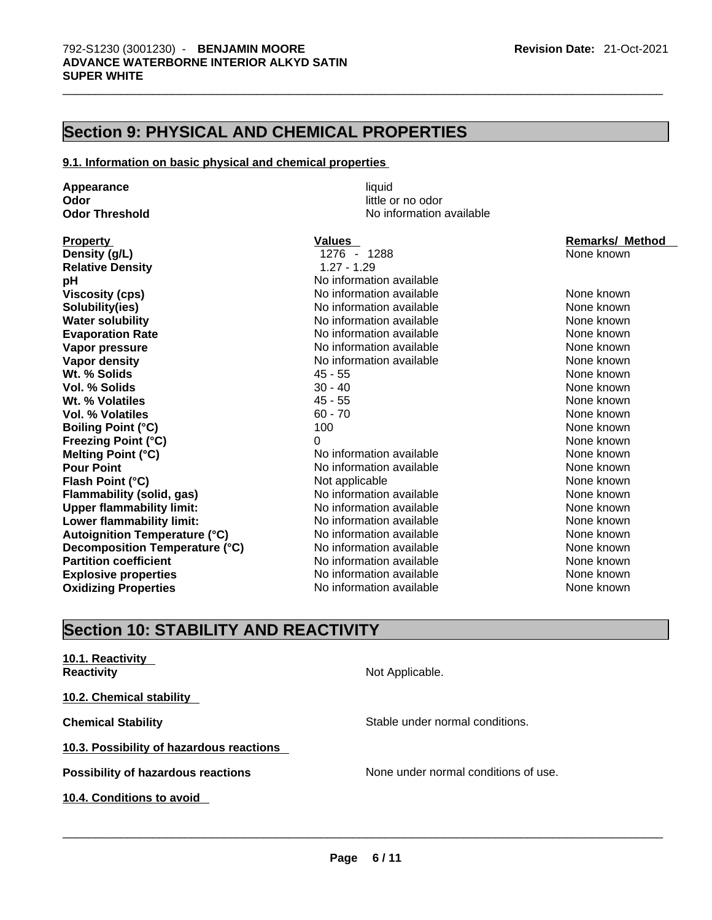## Section 9: PHYSICAL AND CHEMICAL PROPERTIES

### 9.1. Information on basic physical and chemical properties

**Appearance** liquid
**Odor** little or no odor
**Odor Threshold** No information available

| Property | Values | Remarks/ Method |
|---|---|---|
| **Density (g/L)** | 1276 - 1288 | None known |
| **Relative Density** | 1.27 - 1.29 | |
| **pH** | No information available | |
| **Viscosity (cps)** | No information available | None known |
| **Solubility(ies)** | No information available | None known |
| **Water solubility** | No information available | None known |
| **Evaporation Rate** | No information available | None known |
| **Vapor pressure** | No information available | None known |
| **Vapor density** | No information available | None known |
| **Wt. % Solids** | 45 - 55 | None known |
| **Vol. % Solids** | 30 - 40 | None known |
| **Wt. % Volatiles** | 45 - 55 | None known |
| **Vol. % Volatiles** | 60 - 70 | None known |
| **Boiling Point (°C)** | 100 | None known |
| **Freezing Point (°C)** | 0 | None known |
| **Melting Point (°C)** | No information available | None known |
| **Pour Point** | No information available | None known |
| **Flash Point (°C)** | Not applicable | None known |
| **Flammability (solid, gas)** | No information available | None known |
| **Upper flammability limit:** | No information available | None known |
| **Lower flammability limit:** | No information available | None known |
| **Autoignition Temperature (°C)** | No information available | None known |
| **Decomposition Temperature (°C)** | No information available | None known |
| **Partition coefficient** | No information available | None known |
| **Explosive properties** | No information available | None known |
| **Oxidizing Properties** | No information available | None known |

## Section 10: STABILITY AND REACTIVITY

### 10.1. Reactivity

**Reactivity** Not Applicable.

### 10.2. Chemical stability

**Chemical Stability** Stable under normal conditions.

### 10.3. Possibility of hazardous reactions

**Possibility of hazardous reactions** None under normal conditions of use.

### 10.4. Conditions to avoid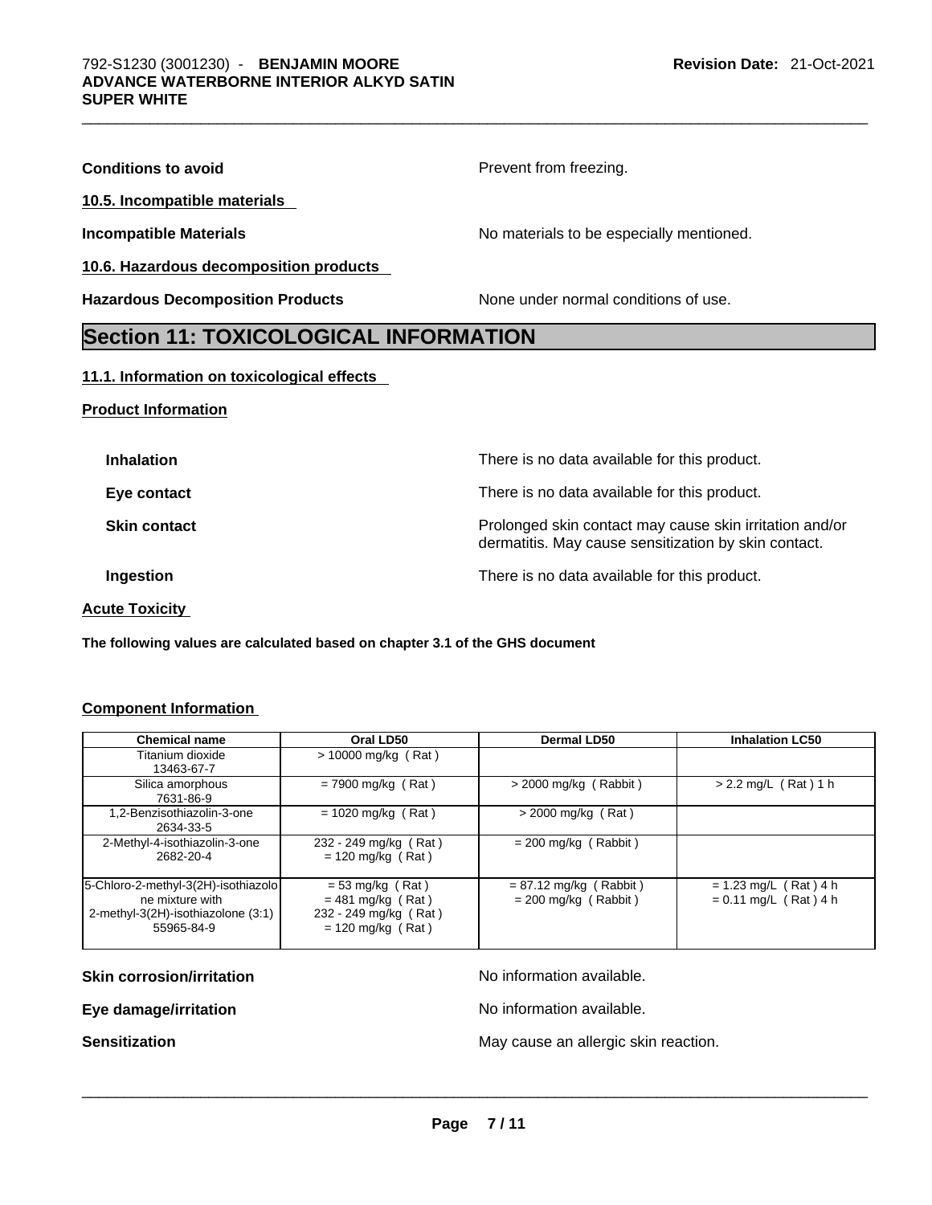**Conditions to avoid** Prevent from freezing.

**10.5. Incompatible materials**

**Incompatible Materials** No materials to be especially mentioned.

**10.6. Hazardous decomposition products**

**Hazardous Decomposition Products** None under normal conditions of use.

## Section 11: TOXICOLOGICAL INFORMATION

**11.1. Information on toxicological effects**

**Product Information**

**Inhalation** There is no data available for this product.

**Eye contact** There is no data available for this product.

**Skin contact** Prolonged skin contact may cause skin irritation and/or dermatitis. May cause sensitization by skin contact.

**Ingestion** There is no data available for this product.

**Acute Toxicity**

**The following values are calculated based on chapter 3.1 of the GHS document**

**Component Information**

| Chemical name | Oral LD50 | Dermal LD50 | Inhalation LC50 |
|---|---|---|---|
| Titanium dioxide 13463-67-7 | > 10000 mg/kg ( Rat ) | | |
| Silica amorphous 7631-86-9 | = 7900 mg/kg ( Rat ) | > 2000 mg/kg ( Rabbit ) | > 2.2 mg/L ( Rat ) 1 h |
| 1,2-Benzisothiazolin-3-one 2634-33-5 | = 1020 mg/kg ( Rat ) | > 2000 mg/kg ( Rat ) | |
| 2-Methyl-4-isothiazolin-3-one 2682-20-4 | 232 - 249 mg/kg ( Rat ) = 120 mg/kg ( Rat ) | = 200 mg/kg ( Rabbit ) | |
| 5-Chloro-2-methyl-3(2H)-isothiazolone mixture with 2-methyl-3(2H)-isothiazolone (3:1) 55965-84-9 | = 53 mg/kg ( Rat ) = 481 mg/kg ( Rat ) 232 - 249 mg/kg ( Rat ) = 120 mg/kg ( Rat ) | = 87.12 mg/kg ( Rabbit ) = 200 mg/kg ( Rabbit ) | = 1.23 mg/L ( Rat ) 4 h = 0.11 mg/L ( Rat ) 4 h |

**Skin corrosion/irritation** No information available.

**Eye damage/irritation** No information available.

**Sensitization** May cause an allergic skin reaction.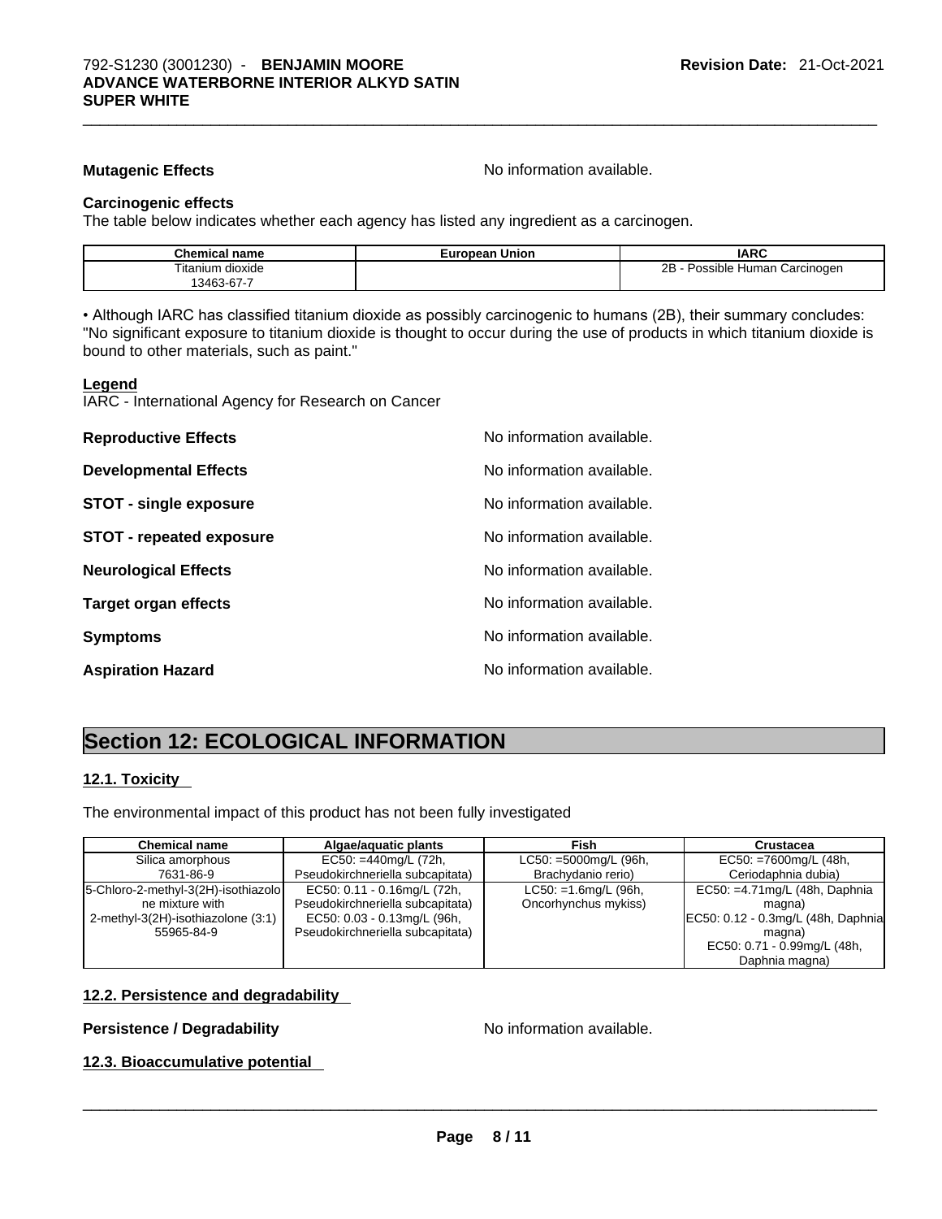**Mutagenic Effects** No information available.

**Carcinogenic effects**

The table below indicates whether each agency has listed any ingredient as a carcinogen.

| Chemical name | European Union | IARC |
|---|---|---|
| Titanium dioxide 13463-67-7 | | 2B - Possible Human Carcinogen |

• Although IARC has classified titanium dioxide as possibly carcinogenic to humans (2B), their summary concludes: "No significant exposure to titanium dioxide is thought to occur during the use of products in which titanium dioxide is bound to other materials, such as paint."

**Legend**

IARC - International Agency for Research on Cancer

**Reproductive Effects** No information available.

**Developmental Effects** No information available.

**STOT - single exposure** No information available.

**STOT - repeated exposure** No information available.

**Neurological Effects** No information available.

**Target organ effects** No information available.

**Symptoms** No information available.

**Aspiration Hazard** No information available.

# Section 12: ECOLOGICAL INFORMATION

## 12.1. Toxicity

The environmental impact of this product has not been fully investigated

| Chemical name | Algae/aquatic plants | Fish | Crustacea |
|---|---|---|---|
| Silica amorphous 7631-86-9 | EC50: =440mg/L (72h, Pseudokirchneriella subcapitata) | LC50: =5000mg/L (96h, Brachydanio rerio) | EC50: =7600mg/L (48h, Ceriodaphnia dubia) |
| 5-Chloro-2-methyl-3(2H)-isothiazolone mixture with 2-methyl-3(2H)-isothiazolone (3:1) 55965-84-9 | EC50: 0.11 - 0.16mg/L (72h, Pseudokirchneriella subcapitata) EC50: 0.03 - 0.13mg/L (96h, Pseudokirchneriella subcapitata) | LC50: =1.6mg/L (96h, Oncorhynchus mykiss) | EC50: =4.71mg/L (48h, Daphnia magna) EC50: 0.12 - 0.3mg/L (48h, Daphnia magna) EC50: 0.71 - 0.99mg/L (48h, Daphnia magna) |

## 12.2. Persistence and degradability

**Persistence / Degradability** No information available.

## 12.3. Bioaccumulative potential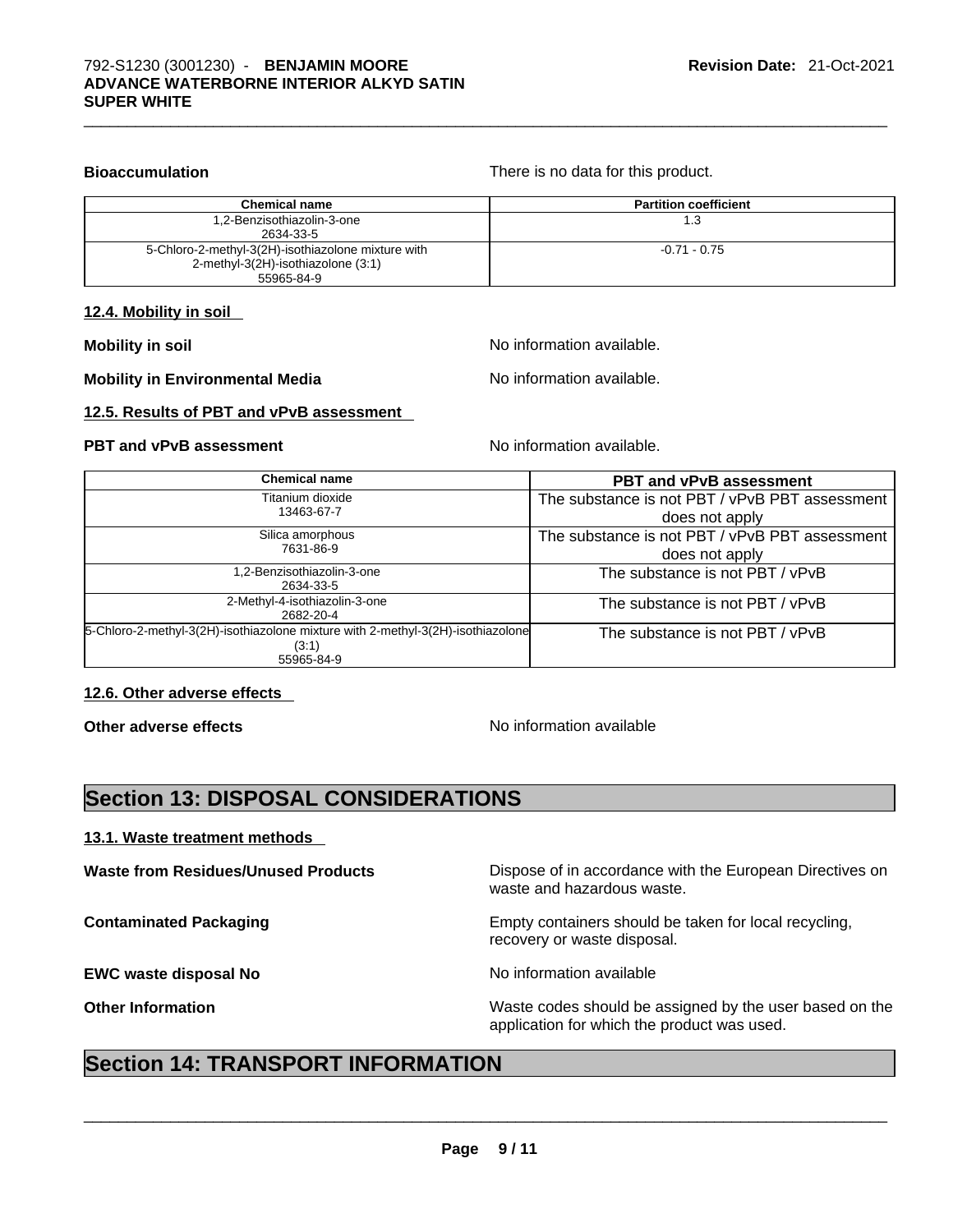**Bioaccumulation** There is no data for this product.

| Chemical name | Partition coefficient |
| --- | --- |
| 1,2-Benzisothiazolin-3-one 2634-33-5 | 1.3 |
| 5-Chloro-2-methyl-3(2H)-isothiazolone mixture with 2-methyl-3(2H)-isothiazolone (3:1) 55965-84-9 | -0.71 - 0.75 |

### 12.4. Mobility in soil

**Mobility in soil** No information available.

**Mobility in Environmental Media** No information available.

### 12.5. Results of PBT and vPvB assessment

**PBT and vPvB assessment** No information available.

| Chemical name | PBT and vPvB assessment |
| --- | --- |
| Titanium dioxide 13463-67-7 | The substance is not PBT / vPvB PBT assessment does not apply |
| Silica amorphous 7631-86-9 | The substance is not PBT / vPvB PBT assessment does not apply |
| 1,2-Benzisothiazolin-3-one 2634-33-5 | The substance is not PBT / vPvB |
| 2-Methyl-4-isothiazolin-3-one 2682-20-4 | The substance is not PBT / vPvB |
| 5-Chloro-2-methyl-3(2H)-isothiazolone mixture with 2-methyl-3(2H)-isothiazolone (3:1) 55965-84-9 | The substance is not PBT / vPvB |

### 12.6. Other adverse effects

**Other adverse effects** No information available

## Section 13: DISPOSAL CONSIDERATIONS

### 13.1. Waste treatment methods

**Waste from Residues/Unused Products** Dispose of in accordance with the European Directives on waste and hazardous waste.

**Contaminated Packaging** Empty containers should be taken for local recycling, recovery or waste disposal.

**EWC waste disposal No** No information available

**Other Information** Waste codes should be assigned by the user based on the application for which the product was used.

## Section 14: TRANSPORT INFORMATION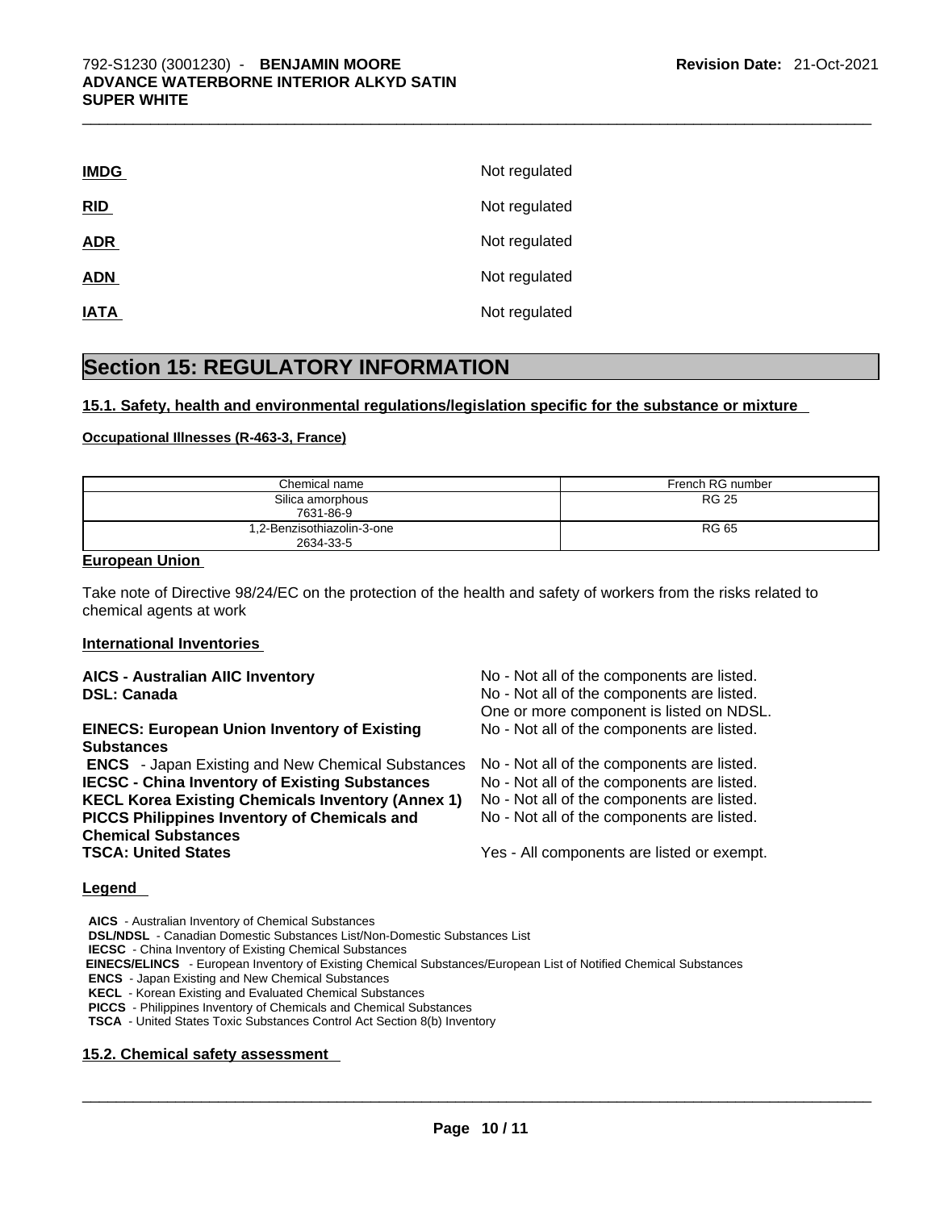**IMDG** Not regulated

**RID** Not regulated

**ADR** Not regulated

**ADN** Not regulated

**IATA** Not regulated

# Section 15: REGULATORY INFORMATION

## 15.1. Safety, health and environmental regulations/legislation specific for the substance or mixture

### Occupational Illnesses (R-463-3, France)

| Chemical name | French RG number |
|---|---|
| Silica amorphous<br>7631-86-9 | RG 25 |
| 1,2-Benzisothiazolin-3-one<br>2634-33-5 | RG 65 |

### European Union

Take note of Directive 98/24/EC on the protection of the health and safety of workers from the risks related to chemical agents at work

### International Inventories

| | |
|---|---|
| **AICS - Australian AIIC Inventory** | No - Not all of the components are listed. |
| **DSL: Canada** | No - Not all of the components are listed. One or more component is listed on NDSL. |
| **EINECS: European Union Inventory of Existing Substances** | No - Not all of the components are listed. |
| **ENCS** - Japan Existing and New Chemical Substances | No - Not all of the components are listed. |
| **IECSC - China Inventory of Existing Substances** | No - Not all of the components are listed. |
| **KECL Korea Existing Chemicals Inventory (Annex 1)** | No - Not all of the components are listed. |
| **PICCS Philippines Inventory of Chemicals and Chemical Substances** | No - Not all of the components are listed. |
| **TSCA: United States** | Yes - All components are listed or exempt. |

### Legend

**AICS** - Australian Inventory of Chemical Substances
**DSL/NDSL** - Canadian Domestic Substances List/Non-Domestic Substances List
**IECSC** - China Inventory of Existing Chemical Substances
**EINECS/ELINCS** - European Inventory of Existing Chemical Substances/European List of Notified Chemical Substances
**ENCS** - Japan Existing and New Chemical Substances
**KECL** - Korean Existing and Evaluated Chemical Substances
**PICCS** - Philippines Inventory of Chemicals and Chemical Substances
**TSCA** - United States Toxic Substances Control Act Section 8(b) Inventory

## 15.2. Chemical safety assessment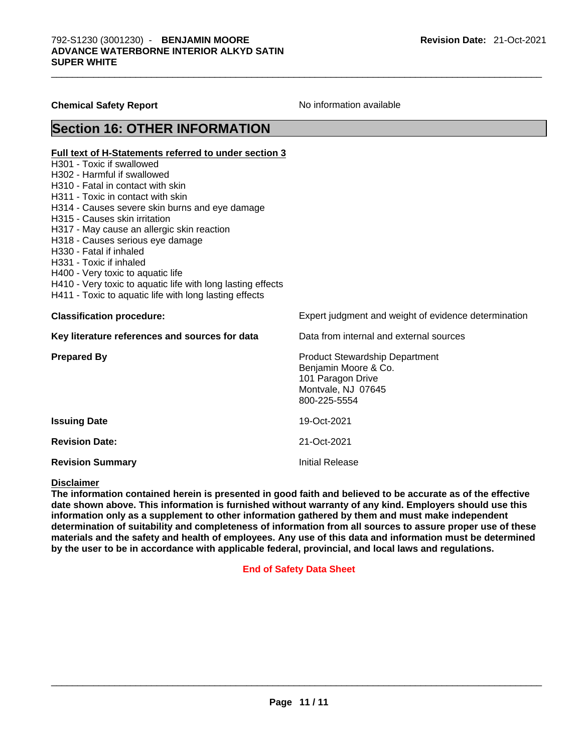**Chemical Safety Report** No information available

## Section 16: OTHER INFORMATION

**Full text of H-Statements referred to under section 3**

H301 - Toxic if swallowed
H302 - Harmful if swallowed
H310 - Fatal in contact with skin
H311 - Toxic in contact with skin
H314 - Causes severe skin burns and eye damage
H315 - Causes skin irritation
H317 - May cause an allergic skin reaction
H318 - Causes serious eye damage
H330 - Fatal if inhaled
H331 - Toxic if inhaled
H400 - Very toxic to aquatic life
H410 - Very toxic to aquatic life with long lasting effects
H411 - Toxic to aquatic life with long lasting effects

| | |
|---|---|
| **Classification procedure:** | Expert judgment and weight of evidence determination |
| **Key literature references and sources for data** | Data from internal and external sources |
| **Prepared By** | Product Stewardship Department<br>Benjamin Moore & Co.<br>101 Paragon Drive<br>Montvale, NJ 07645<br>800-225-5554 |
| **Issuing Date** | 19-Oct-2021 |
| **Revision Date:** | 21-Oct-2021 |
| **Revision Summary** | Initial Release |

**Disclaimer**

**The information contained herein is presented in good faith and believed to be accurate as of the effective date shown above. This information is furnished without warranty of any kind. Employers should use this information only as a supplement to other information gathered by them and must make independent determination of suitability and completeness of information from all sources to assure proper use of these materials and the safety and health of employees. Any use of this data and information must be determined by the user to be in accordance with applicable federal, provincial, and local laws and regulations.**

**End of Safety Data Sheet**